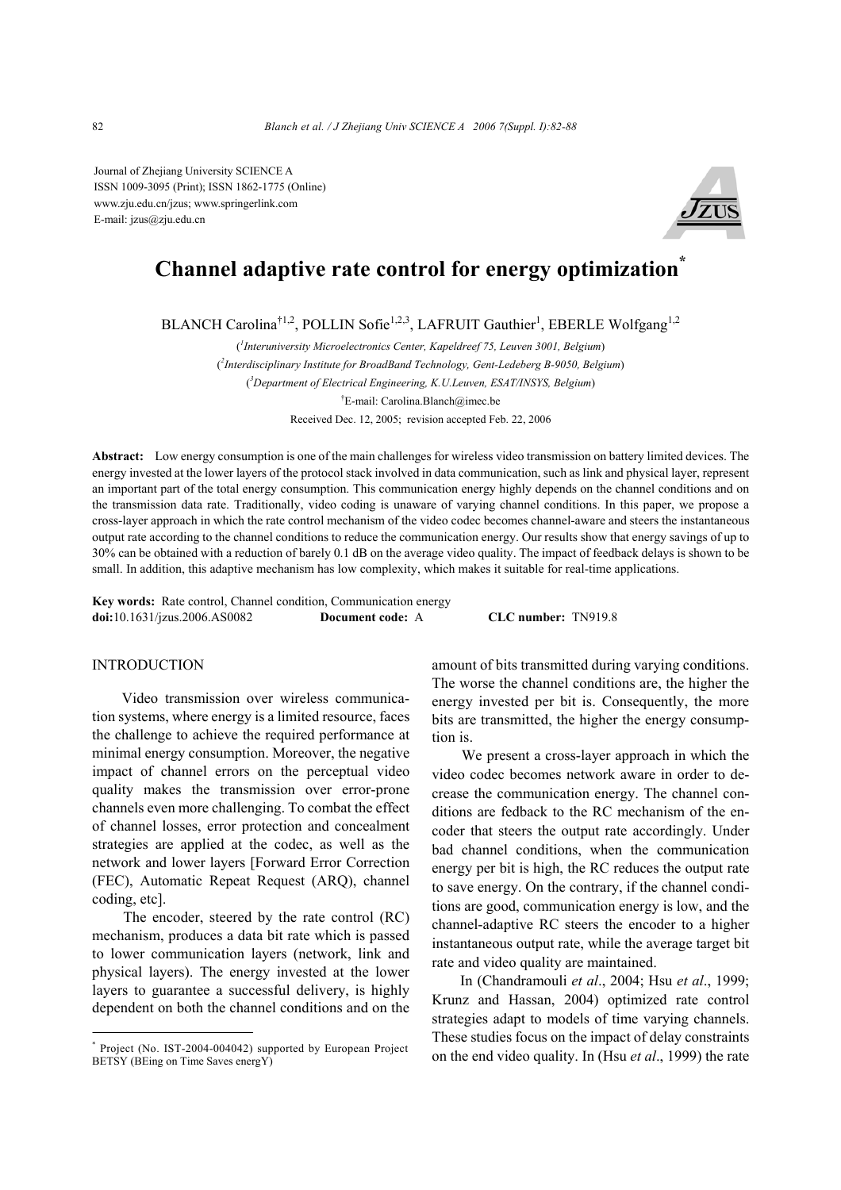Journal of Zhejiang University SCIENCE A
ISSN 1009-3095 (Print); ISSN 1862-1775 (Online)
www.zju.edu.cn/jzus; www.springerlink.com
E-mail: jzus@zju.edu.cn

# Channel adaptive rate control for energy optimization*

BLANCH Carolina[†1,2], POLLIN Sofie[1,2,3], LAFRUIT Gauthier[1], EBERLE Wolfgang[1,2]

([1]*Interuniversity Microelectronics Center, Kapeldreef 75, Leuven 3001, Belgium*)

([2]*Interdisciplinary Institute for BroadBand Technology, Gent-Ledeberg B-9050, Belgium*)

([3]*Department of Electrical Engineering, K.U.Leuven, ESAT/INSYS, Belgium*)

[†]E-mail: Carolina.Blanch@imec.be

Received Dec. 12, 2005; revision accepted Feb. 22, 2006

**Abstract:** Low energy consumption is one of the main challenges for wireless video transmission on battery limited devices. The energy invested at the lower layers of the protocol stack involved in data communication, such as link and physical layer, represent an important part of the total energy consumption. This communication energy highly depends on the channel conditions and on the transmission data rate. Traditionally, video coding is unaware of varying channel conditions. In this paper, we propose a cross-layer approach in which the rate control mechanism of the video codec becomes channel-aware and steers the instantaneous output rate according to the channel conditions to reduce the communication energy. Our results show that energy savings of up to 30% can be obtained with a reduction of barely 0.1 dB on the average video quality. The impact of feedback delays is shown to be small. In addition, this adaptive mechanism has low complexity, which makes it suitable for real-time applications.

**Key words:** Rate control, Channel condition, Communication energy
**doi:**10.1631/jzus.2006.AS0082 **Document code:** A **CLC number:** TN919.8

## INTRODUCTION

Video transmission over wireless communication systems, where energy is a limited resource, faces the challenge to achieve the required performance at minimal energy consumption. Moreover, the negative impact of channel errors on the perceptual video quality makes the transmission over error-prone channels even more challenging. To combat the effect of channel losses, error protection and concealment strategies are applied at the codec, as well as the network and lower layers [Forward Error Correction (FEC), Automatic Repeat Request (ARQ), channel coding, etc].

The encoder, steered by the rate control (RC) mechanism, produces a data bit rate which is passed to lower communication layers (network, link and physical layers). The energy invested at the lower layers to guarantee a successful delivery, is highly dependent on both the channel conditions and on the amount of bits transmitted during varying conditions. The worse the channel conditions are, the higher the energy invested per bit is. Consequently, the more bits are transmitted, the higher the energy consumption is.

We present a cross-layer approach in which the video codec becomes network aware in order to decrease the communication energy. The channel conditions are fedback to the RC mechanism of the encoder that steers the output rate accordingly. Under bad channel conditions, when the communication energy per bit is high, the RC reduces the output rate to save energy. On the contrary, if the channel conditions are good, communication energy is low, and the channel-adaptive RC steers the encoder to a higher instantaneous output rate, while the average target bit rate and video quality are maintained.

In (Chandramouli *et al*., 2004; Hsu *et al*., 1999; Krunz and Hassan, 2004) optimized rate control strategies adapt to models of time varying channels. These studies focus on the impact of delay constraints on the end video quality. In (Hsu *et al*., 1999) the rate

---

* Project (No. IST-2004-004042) supported by European Project BETSY (BEing on Time Saves energY)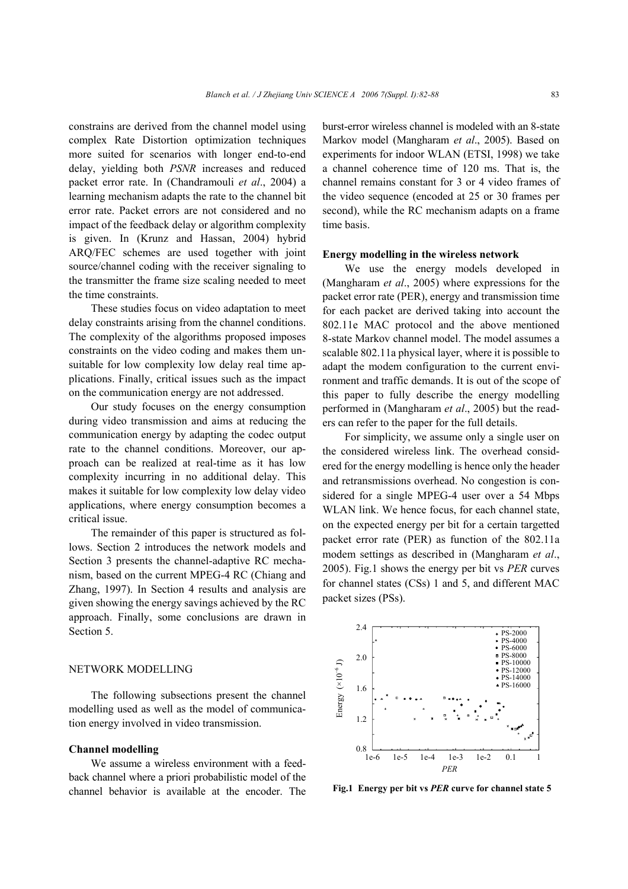constrains are derived from the channel model using complex Rate Distortion optimization techniques more suited for scenarios with longer end-to-end delay, yielding both *PSNR* increases and reduced packet error rate. In (Chandramouli *et al*., 2004) a learning mechanism adapts the rate to the channel bit error rate. Packet errors are not considered and no impact of the feedback delay or algorithm complexity is given. In (Krunz and Hassan, 2004) hybrid ARQ/FEC schemes are used together with joint source/channel coding with the receiver signaling to the transmitter the frame size scaling needed to meet the time constraints.

These studies focus on video adaptation to meet delay constraints arising from the channel conditions. The complexity of the algorithms proposed imposes constraints on the video coding and makes them unsuitable for low complexity low delay real time applications. Finally, critical issues such as the impact on the communication energy are not addressed.

Our study focuses on the energy consumption during video transmission and aims at reducing the communication energy by adapting the codec output rate to the channel conditions. Moreover, our approach can be realized at real-time as it has low complexity incurring in no additional delay. This makes it suitable for low complexity low delay video applications, where energy consumption becomes a critical issue.

The remainder of this paper is structured as follows. Section 2 introduces the network models and Section 3 presents the channel-adaptive RC mechanism, based on the current MPEG-4 RC (Chiang and Zhang, 1997). In Section 4 results and analysis are given showing the energy savings achieved by the RC approach. Finally, some conclusions are drawn in Section 5.

## NETWORK MODELLING

The following subsections present the channel modelling used as well as the model of communication energy involved in video transmission.

### Channel modelling

We assume a wireless environment with a feedback channel where a priori probabilistic model of the channel behavior is available at the encoder. The burst-error wireless channel is modeled with an 8-state Markov model (Mangharam *et al*., 2005). Based on experiments for indoor WLAN (ETSI, 1998) we take a channel coherence time of 120 ms. That is, the channel remains constant for 3 or 4 video frames of the video sequence (encoded at 25 or 30 frames per second), while the RC mechanism adapts on a frame time basis.

### Energy modelling in the wireless network

We use the energy models developed in (Mangharam *et al*., 2005) where expressions for the packet error rate (PER), energy and transmission time for each packet are derived taking into account the 802.11e MAC protocol and the above mentioned 8-state Markov channel model. The model assumes a scalable 802.11a physical layer, where it is possible to adapt the modem configuration to the current environment and traffic demands. It is out of the scope of this paper to fully describe the energy modelling performed in (Mangharam *et al*., 2005) but the readers can refer to the paper for the full details.

For simplicity, we assume only a single user on the considered wireless link. The overhead considered for the energy modelling is hence only the header and retransmissions overhead. No congestion is considered for a single MPEG-4 user over a 54 Mbps WLAN link. We hence focus, for each channel state, on the expected energy per bit for a certain targetted packet error rate (PER) as function of the 802.11a modem settings as described in (Mangharam *et al*., 2005). Fig.1 shows the energy per bit vs *PER* curves for channel states (CSs) 1 and 5, and different MAC packet sizes (PSs).

**Fig.1 Energy per bit vs *PER* curve for channel state 5**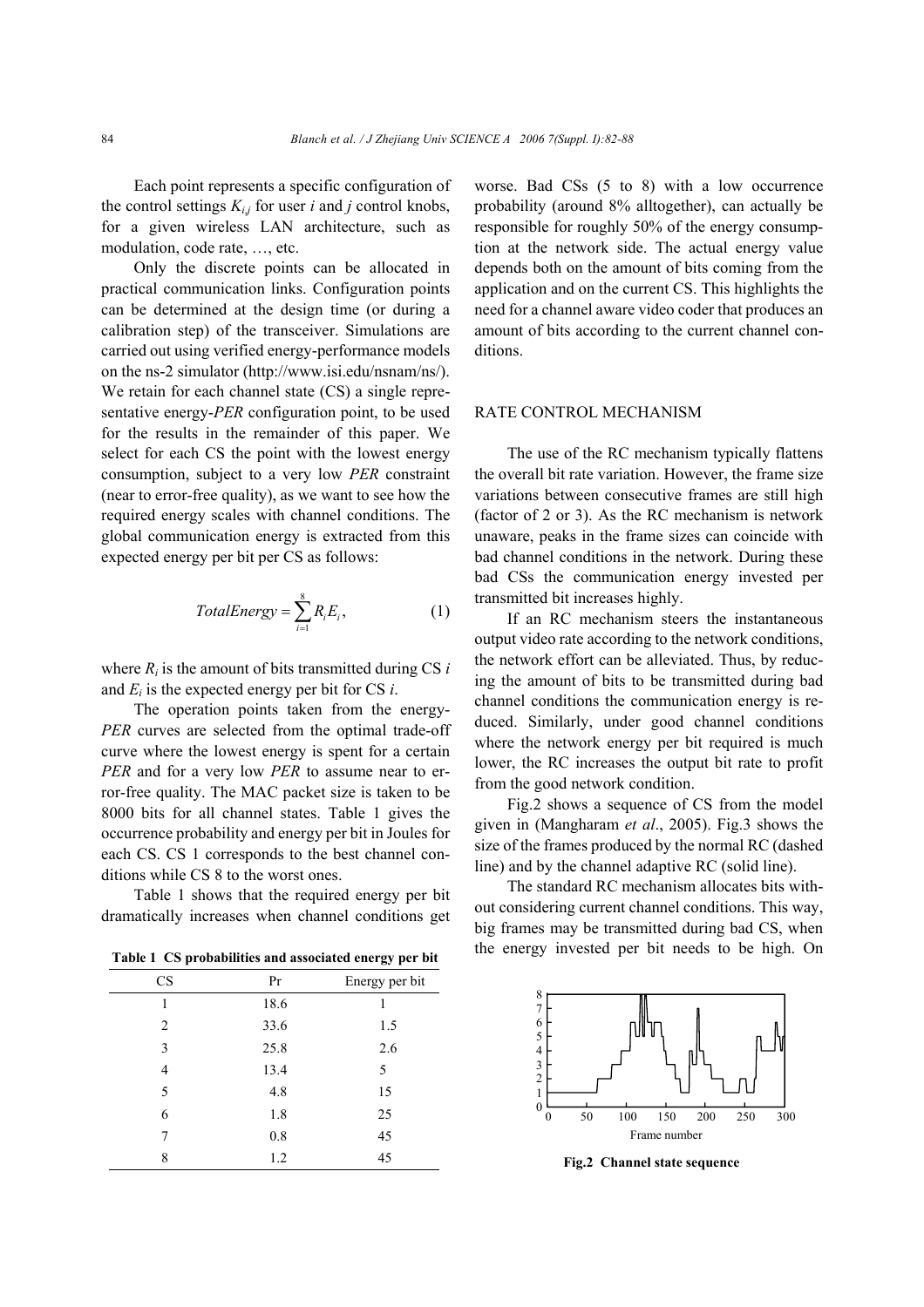Each point represents a specific configuration of the control settings $K_{i,j}$ for user $i$ and $j$ control knobs, for a given wireless LAN architecture, such as modulation, code rate, …, etc.

Only the discrete points can be allocated in practical communication links. Configuration points can be determined at the design time (or during a calibration step) of the transceiver. Simulations are carried out using verified energy-performance models on the ns-2 simulator (http://www.isi.edu/nsnam/ns/). We retain for each channel state (CS) a single representative energy-*PER* configuration point, to be used for the results in the remainder of this paper. We select for each CS the point with the lowest energy consumption, subject to a very low *PER* constraint (near to error-free quality), as we want to see how the required energy scales with channel conditions. The global communication energy is extracted from this expected energy per bit per CS as follows:

$$TotalEnergy = \sum_{i=1}^{8} R_i E_i, \tag{1}$$

where $R_i$ is the amount of bits transmitted during CS $i$ and $E_i$ is the expected energy per bit for CS $i$.

The operation points taken from the energy-*PER* curves are selected from the optimal trade-off curve where the lowest energy is spent for a certain *PER* and for a very low *PER* to assume near to error-free quality. The MAC packet size is taken to be 8000 bits for all channel states. Table 1 gives the occurrence probability and energy per bit in Joules for each CS. CS 1 corresponds to the best channel conditions while CS 8 to the worst ones.

Table 1 shows that the required energy per bit dramatically increases when channel conditions get worse. Bad CSs (5 to 8) with a low occurrence probability (around 8% alltogether), can actually be responsible for roughly 50% of the energy consumption at the network side. The actual energy value depends both on the amount of bits coming from the application and on the current CS. This highlights the need for a channel aware video coder that produces an amount of bits according to the current channel conditions.

**Table 1 CS probabilities and associated energy per bit**

| CS | Pr | Energy per bit |
|---|---|---|
| 1 | 18.6 | 1 |
| 2 | 33.6 | 1.5 |
| 3 | 25.8 | 2.6 |
| 4 | 13.4 | 5 |
| 5 | 4.8 | 15 |
| 6 | 1.8 | 25 |
| 7 | 0.8 | 45 |
| 8 | 1.2 | 45 |

## RATE CONTROL MECHANISM

The use of the RC mechanism typically flattens the overall bit rate variation. However, the frame size variations between consecutive frames are still high (factor of 2 or 3). As the RC mechanism is network unaware, peaks in the frame sizes can coincide with bad channel conditions in the network. During these bad CSs the communication energy invested per transmitted bit increases highly.

If an RC mechanism steers the instantaneous output video rate according to the network conditions, the network effort can be alleviated. Thus, by reducing the amount of bits to be transmitted during bad channel conditions the communication energy is reduced. Similarly, under good channel conditions where the network energy per bit required is much lower, the RC increases the output bit rate to profit from the good network condition.

Fig.2 shows a sequence of CS from the model given in (Mangharam *et al*., 2005). Fig.3 shows the size of the frames produced by the normal RC (dashed line) and by the channel adaptive RC (solid line).

The standard RC mechanism allocates bits without considering current channel conditions. This way, big frames may be transmitted during bad CS, when the energy invested per bit needs to be high. On

**Fig.2 Channel state sequence**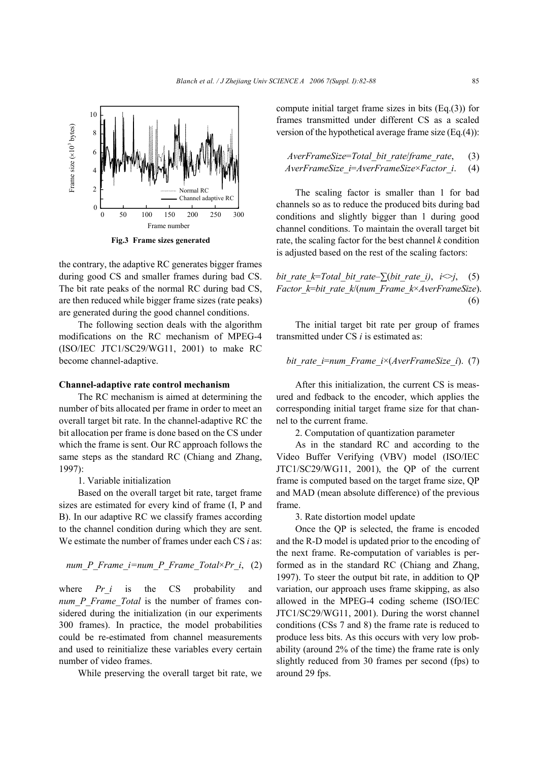Fig.3 Frame sizes generated

the contrary, the adaptive RC generates bigger frames during good CS and smaller frames during bad CS. The bit rate peaks of the normal RC during bad CS, are then reduced while bigger frame sizes (rate peaks) are generated during the good channel conditions.

The following section deals with the algorithm modifications on the RC mechanism of MPEG-4 (ISO/IEC JTC1/SC29/WG11, 2001) to make RC become channel-adaptive.

**Channel-adaptive rate control mechanism**

The RC mechanism is aimed at determining the number of bits allocated per frame in order to meet an overall target bit rate. In the channel-adaptive RC the bit allocation per frame is done based on the CS under which the frame is sent. Our RC approach follows the same steps as the standard RC (Chiang and Zhang, 1997):

1. Variable initialization

Based on the overall target bit rate, target frame sizes are estimated for every kind of frame (I, P and B). In our adaptive RC we classify frames according to the channel condition during which they are sent. We estimate the number of frames under each CS $i$ as:

$$num\_P\_Frame\_i = num\_P\_Frame\_Total \times Pr\_i, \quad (2)$$

where $Pr\_i$ is the CS probability and $num\_P\_Frame\_Total$ is the number of frames considered during the initialization (in our experiments 300 frames). In practice, the model probabilities could be re-estimated from channel measurements and used to reinitialize these variables every certain number of video frames.

While preserving the overall target bit rate, we compute initial target frame sizes in bits (Eq.(3)) for frames transmitted under different CS as a scaled version of the hypothetical average frame size (Eq.(4)):

$$AverFrameSize = Total\_bit\_rate / frame\_rate, \quad (3)$$

$$AverFrameSize\_i = AverFrameSize \times Factor\_i. \quad (4)$$

The scaling factor is smaller than 1 for bad channels so as to reduce the produced bits during bad conditions and slightly bigger than 1 during good channel conditions. To maintain the overall target bit rate, the scaling factor for the best channel $k$ condition is adjusted based on the rest of the scaling factors:

$$bit\_rate\_k = Total\_bit\_rate - \sum(bit\_rate\_i), \quad i <> j, \quad (5)$$

$$Factor\_k = bit\_rate\_k / (num\_Frame\_k \times AverFrameSize). \quad (6)$$

The initial target bit rate per group of frames transmitted under CS $i$ is estimated as:

$$bit\_rate\_i = num\_Frame\_i \times (AverFrameSize\_i). \quad (7)$$

After this initialization, the current CS is measured and fedback to the encoder, which applies the corresponding initial target frame size for that channel to the current frame.

2. Computation of quantization parameter

As in the standard RC and according to the Video Buffer Verifying (VBV) model (ISO/IEC JTC1/SC29/WG11, 2001), the QP of the current frame is computed based on the target frame size, QP and MAD (mean absolute difference) of the previous frame.

3. Rate distortion model update

Once the QP is selected, the frame is encoded and the R-D model is updated prior to the encoding of the next frame. Re-computation of variables is performed as in the standard RC (Chiang and Zhang, 1997). To steer the output bit rate, in addition to QP variation, our approach uses frame skipping, as also allowed in the MPEG-4 coding scheme (ISO/IEC JTC1/SC29/WG11, 2001). During the worst channel conditions (CSs 7 and 8) the frame rate is reduced to produce less bits. As this occurs with very low probability (around 2% of the time) the frame rate is only slightly reduced from 30 frames per second (fps) to around 29 fps.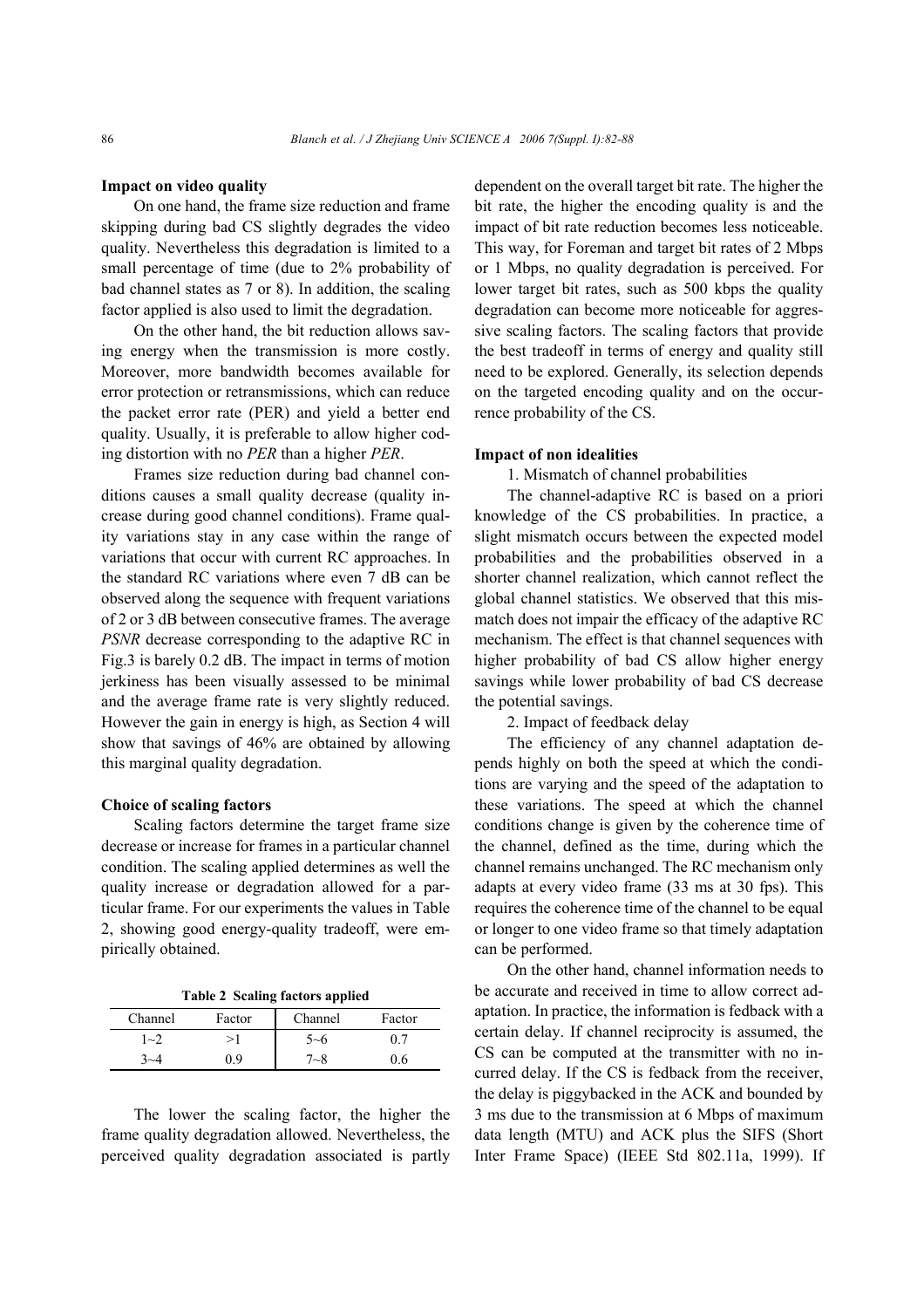**Impact on video quality**

On one hand, the frame size reduction and frame skipping during bad CS slightly degrades the video quality. Nevertheless this degradation is limited to a small percentage of time (due to 2% probability of bad channel states as 7 or 8). In addition, the scaling factor applied is also used to limit the degradation.

On the other hand, the bit reduction allows saving energy when the transmission is more costly. Moreover, more bandwidth becomes available for error protection or retransmissions, which can reduce the packet error rate (PER) and yield a better end quality. Usually, it is preferable to allow higher coding distortion with no *PER* than a higher *PER*.

Frames size reduction during bad channel conditions causes a small quality decrease (quality increase during good channel conditions). Frame quality variations stay in any case within the range of variations that occur with current RC approaches. In the standard RC variations where even 7 dB can be observed along the sequence with frequent variations of 2 or 3 dB between consecutive frames. The average *PSNR* decrease corresponding to the adaptive RC in Fig.3 is barely 0.2 dB. The impact in terms of motion jerkiness has been visually assessed to be minimal and the average frame rate is very slightly reduced. However the gain in energy is high, as Section 4 will show that savings of 46% are obtained by allowing this marginal quality degradation.

**Choice of scaling factors**

Scaling factors determine the target frame size decrease or increase for frames in a particular channel condition. The scaling applied determines as well the quality increase or degradation allowed for a particular frame. For our experiments the values in Table 2, showing good energy-quality tradeoff, were empirically obtained.

**Table 2 Scaling factors applied**

| Channel | Factor | Channel | Factor |
|---|---|---|---|
| 1~2 | >1 | 5~6 | 0.7 |
| 3~4 | 0.9 | 7~8 | 0.6 |

The lower the scaling factor, the higher the frame quality degradation allowed. Nevertheless, the perceived quality degradation associated is partly dependent on the overall target bit rate. The higher the bit rate, the higher the encoding quality is and the impact of bit rate reduction becomes less noticeable. This way, for Foreman and target bit rates of 2 Mbps or 1 Mbps, no quality degradation is perceived. For lower target bit rates, such as 500 kbps the quality degradation can become more noticeable for aggressive scaling factors. The scaling factors that provide the best tradeoff in terms of energy and quality still need to be explored. Generally, its selection depends on the targeted encoding quality and on the occurrence probability of the CS.

**Impact of non idealities**

1. Mismatch of channel probabilities

The channel-adaptive RC is based on a priori knowledge of the CS probabilities. In practice, a slight mismatch occurs between the expected model probabilities and the probabilities observed in a shorter channel realization, which cannot reflect the global channel statistics. We observed that this mismatch does not impair the efficacy of the adaptive RC mechanism. The effect is that channel sequences with higher probability of bad CS allow higher energy savings while lower probability of bad CS decrease the potential savings.

2. Impact of feedback delay

The efficiency of any channel adaptation depends highly on both the speed at which the conditions are varying and the speed of the adaptation to these variations. The speed at which the channel conditions change is given by the coherence time of the channel, defined as the time, during which the channel remains unchanged. The RC mechanism only adapts at every video frame (33 ms at 30 fps). This requires the coherence time of the channel to be equal or longer to one video frame so that timely adaptation can be performed.

On the other hand, channel information needs to be accurate and received in time to allow correct adaptation. In practice, the information is fedback with a certain delay. If channel reciprocity is assumed, the CS can be computed at the transmitter with no incurred delay. If the CS is fedback from the receiver, the delay is piggybacked in the ACK and bounded by 3 ms due to the transmission at 6 Mbps of maximum data length (MTU) and ACK plus the SIFS (Short Inter Frame Space) (IEEE Std 802.11a, 1999). If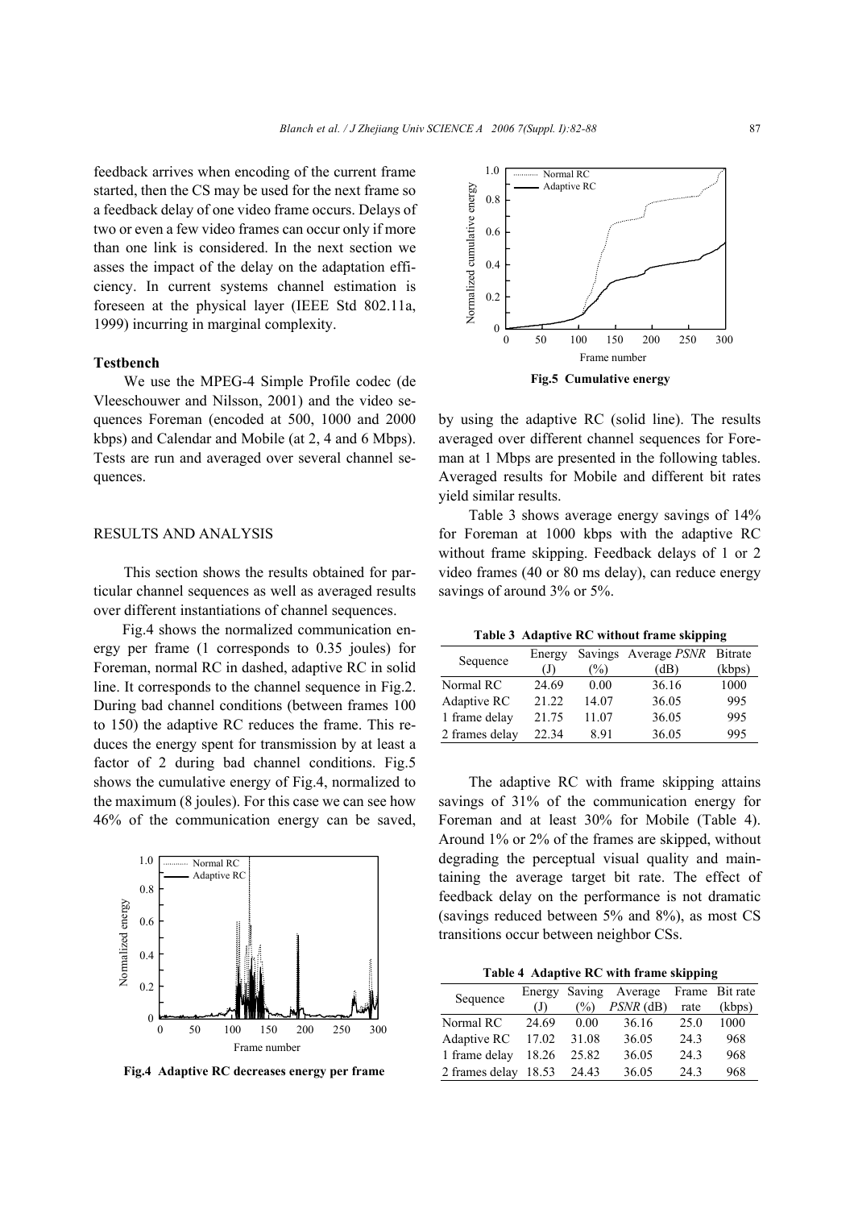feedback arrives when encoding of the current frame started, then the CS may be used for the next frame so a feedback delay of one video frame occurs. Delays of two or even a few video frames can occur only if more than one link is considered. In the next section we asses the impact of the delay on the adaptation efficiency. In current systems channel estimation is foreseen at the physical layer (IEEE Std 802.11a, 1999) incurring in marginal complexity.

### Testbench

We use the MPEG-4 Simple Profile codec (de Vleeschouwer and Nilsson, 2001) and the video sequences Foreman (encoded at 500, 1000 and 2000 kbps) and Calendar and Mobile (at 2, 4 and 6 Mbps). Tests are run and averaged over several channel sequences.

## RESULTS AND ANALYSIS

This section shows the results obtained for particular channel sequences as well as averaged results over different instantiations of channel sequences.

Fig.4 shows the normalized communication energy per frame (1 corresponds to 0.35 joules) for Foreman, normal RC in dashed, adaptive RC in solid line. It corresponds to the channel sequence in Fig.2. During bad channel conditions (between frames 100 to 150) the adaptive RC reduces the frame. This reduces the energy spent for transmission by at least a factor of 2 during bad channel conditions. Fig.5 shows the cumulative energy of Fig.4, normalized to the maximum (8 joules). For this case we can see how 46% of the communication energy can be saved,

**Fig.4 Adaptive RC decreases energy per frame**

**Fig.5 Cumulative energy**

by using the adaptive RC (solid line). The results averaged over different channel sequences for Foreman at 1 Mbps are presented in the following tables. Averaged results for Mobile and different bit rates yield similar results.

Table 3 shows average energy savings of 14% for Foreman at 1000 kbps with the adaptive RC without frame skipping. Feedback delays of 1 or 2 video frames (40 or 80 ms delay), can reduce energy savings of around 3% or 5%.

**Table 3 Adaptive RC without frame skipping**

| Sequence | Energy (J) | Savings (%) | Average *PSNR* (dB) | Bitrate (kbps) |
|---|---|---|---|---|
| Normal RC | 24.69 | 0.00 | 36.16 | 1000 |
| Adaptive RC | 21.22 | 14.07 | 36.05 | 995 |
| 1 frame delay | 21.75 | 11.07 | 36.05 | 995 |
| 2 frames delay | 22.34 | 8.91 | 36.05 | 995 |

The adaptive RC with frame skipping attains savings of 31% of the communication energy for Foreman and at least 30% for Mobile (Table 4). Around 1% or 2% of the frames are skipped, without degrading the perceptual visual quality and maintaining the average target bit rate. The effect of feedback delay on the performance is not dramatic (savings reduced between 5% and 8%), as most CS transitions occur between neighbor CSs.

**Table 4 Adaptive RC with frame skipping**

| Sequence | Energy (J) | Saving (%) | Average *PSNR* (dB) | Frame rate | Bit rate (kbps) |
|---|---|---|---|---|---|
| Normal RC | 24.69 | 0.00 | 36.16 | 25.0 | 1000 |
| Adaptive RC | 17.02 | 31.08 | 36.05 | 24.3 | 968 |
| 1 frame delay | 18.26 | 25.82 | 36.05 | 24.3 | 968 |
| 2 frames delay | 18.53 | 24.43 | 36.05 | 24.3 | 968 |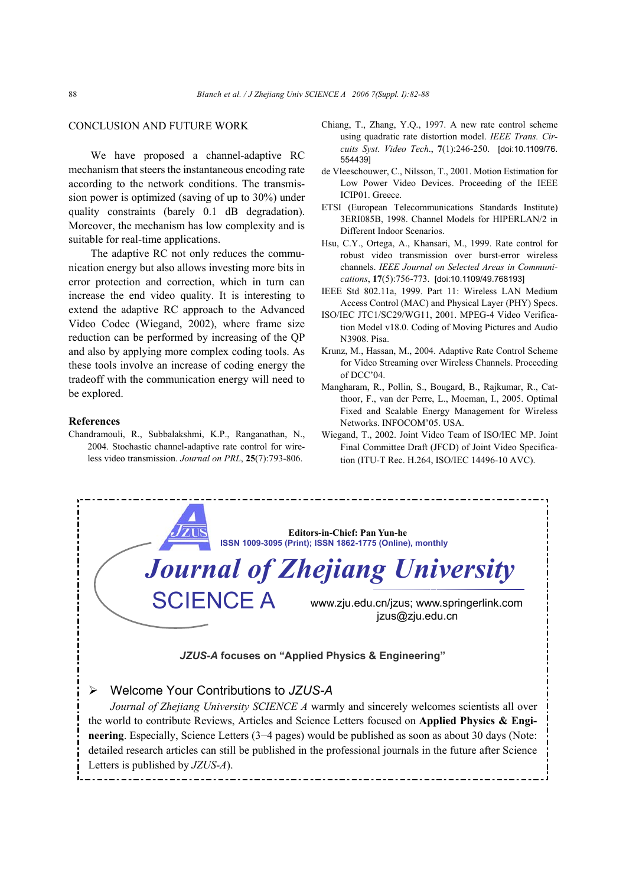## CONCLUSION AND FUTURE WORK

We have proposed a channel-adaptive RC mechanism that steers the instantaneous encoding rate according to the network conditions. The transmission power is optimized (saving of up to 30%) under quality constraints (barely 0.1 dB degradation). Moreover, the mechanism has low complexity and is suitable for real-time applications.

The adaptive RC not only reduces the communication energy but also allows investing more bits in error protection and correction, which in turn can increase the end video quality. It is interesting to extend the adaptive RC approach to the Advanced Video Codec (Wiegand, 2002), where frame size reduction can be performed by increasing of the QP and also by applying more complex coding tools. As these tools involve an increase of coding energy the tradeoff with the communication energy will need to be explored.

### References

Chandramouli, R., Subbalakshmi, K.P., Ranganathan, N., 2004. Stochastic channel-adaptive rate control for wireless video transmission. *Journal on PRL*, **25**(7):793-806.

Chiang, T., Zhang, Y.Q., 1997. A new rate control scheme using quadratic rate distortion model. *IEEE Trans. Circuits Syst. Video Tech.*, **7**(1):246-250. [doi:10.1109/76.554439]

de Vleeschouwer, C., Nilsson, T., 2001. Motion Estimation for Low Power Video Devices. Proceeding of the IEEE ICIP01. Greece.

ETSI (European Telecommunications Standards Institute) 3ERI085B, 1998. Channel Models for HIPERLAN/2 in Different Indoor Scenarios.

Hsu, C.Y., Ortega, A., Khansari, M., 1999. Rate control for robust video transmission over burst-error wireless channels. *IEEE Journal on Selected Areas in Communications*, **17**(5):756-773. [doi:10.1109/49.768193]

IEEE Std 802.11a, 1999. Part 11: Wireless LAN Medium Access Control (MAC) and Physical Layer (PHY) Specs.

ISO/IEC JTC1/SC29/WG11, 2001. MPEG-4 Video Verification Model v18.0. Coding of Moving Pictures and Audio N3908. Pisa.

Krunz, M., Hassan, M., 2004. Adaptive Rate Control Scheme for Video Streaming over Wireless Channels. Proceeding of DCC'04.

Mangharam, R., Pollin, S., Bougard, B., Rajkumar, R., Catthoor, F., van der Perre, L., Moeman, I., 2005. Optimal Fixed and Scalable Energy Management for Wireless Networks. INFOCOM'05. USA.

Wiegand, T., 2002. Joint Video Team of ISO/IEC MP. Joint Final Committee Draft (JFCD) of Joint Video Specification (ITU-T Rec. H.264, ISO/IEC 14496-10 AVC).

---

JZUS

**Editors-in-Chief: Pan Yun-he**

**ISSN 1009-3095 (Print); ISSN 1862-1775 (Online), monthly**

***Journal of Zhejiang University***

SCIENCE A

www.zju.edu.cn/jzus; www.springerlink.com

jzus@zju.edu.cn

***JZUS-A*** **focuses on "Applied Physics & Engineering"**

- Welcome Your Contributions to *JZUS-A*

*Journal of Zhejiang University SCIENCE A* warmly and sincerely welcomes scientists all over the world to contribute Reviews, Articles and Science Letters focused on **Applied Physics & Engineering**. Especially, Science Letters (3−4 pages) would be published as soon as about 30 days (Note: detailed research articles can still be published in the professional journals in the future after Science Letters is published by *JZUS-A*).